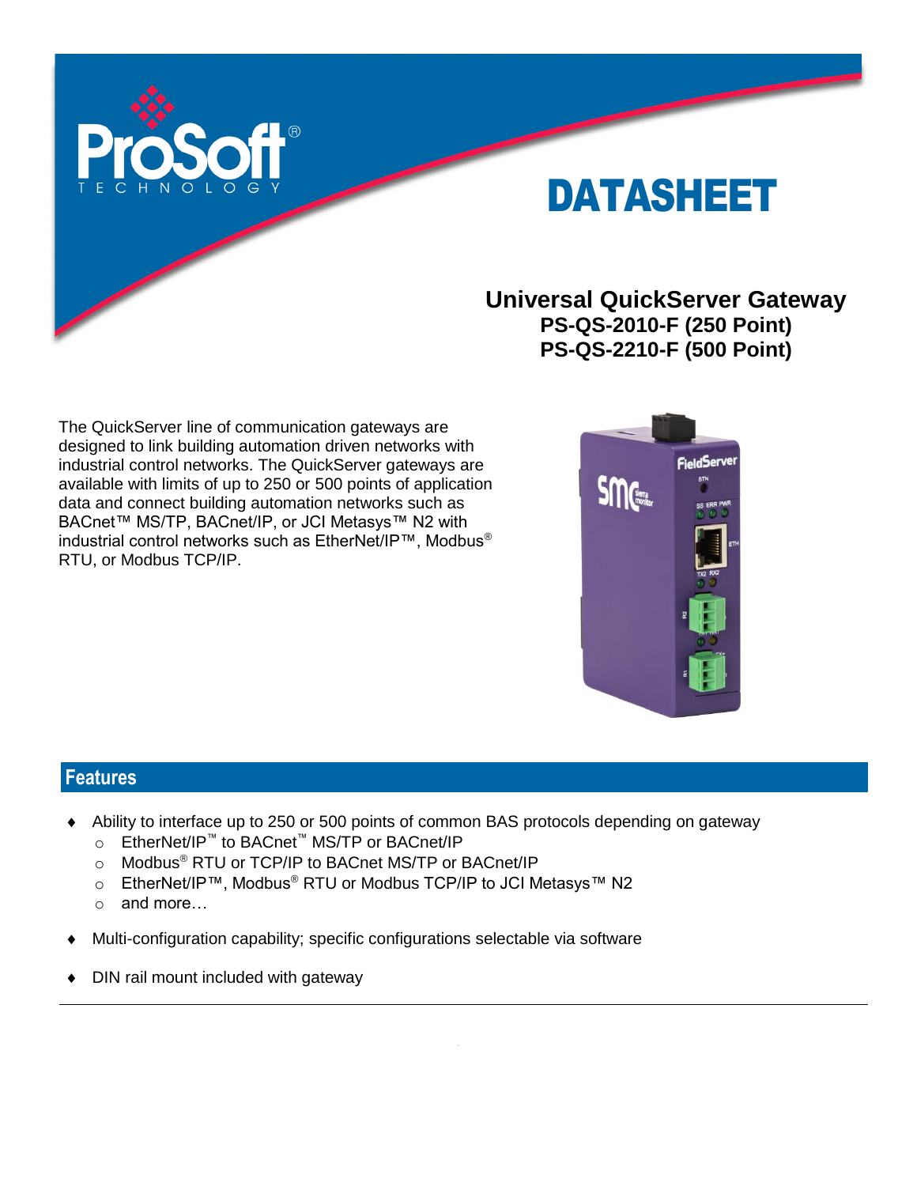# DATASHEET

## Universal QuickServer Gateway
**PS-QS-2010-F (250 Point)**
**PS-QS-2210-F (500 Point)**

The QuickServer line of communication gateways are designed to link building automation driven networks with industrial control networks. The QuickServer gateways are available with limits of up to 250 or 500 points of application data and connect building automation networks such as BACnet™ MS/TP, BACnet/IP, or JCI Metasys™ N2 with industrial control networks such as EtherNet/IP™, Modbus® RTU, or Modbus TCP/IP.

## Features

- Ability to interface up to 250 or 500 points of common BAS protocols depending on gateway
  - EtherNet/IP™ to BACnet™ MS/TP or BACnet/IP
  - Modbus® RTU or TCP/IP to BACnet MS/TP or BACnet/IP
  - EtherNet/IP™, Modbus® RTU or Modbus TCP/IP to JCI Metasys™ N2
  - and more…
- Multi-configuration capability; specific configurations selectable via software
- DIN rail mount included with gateway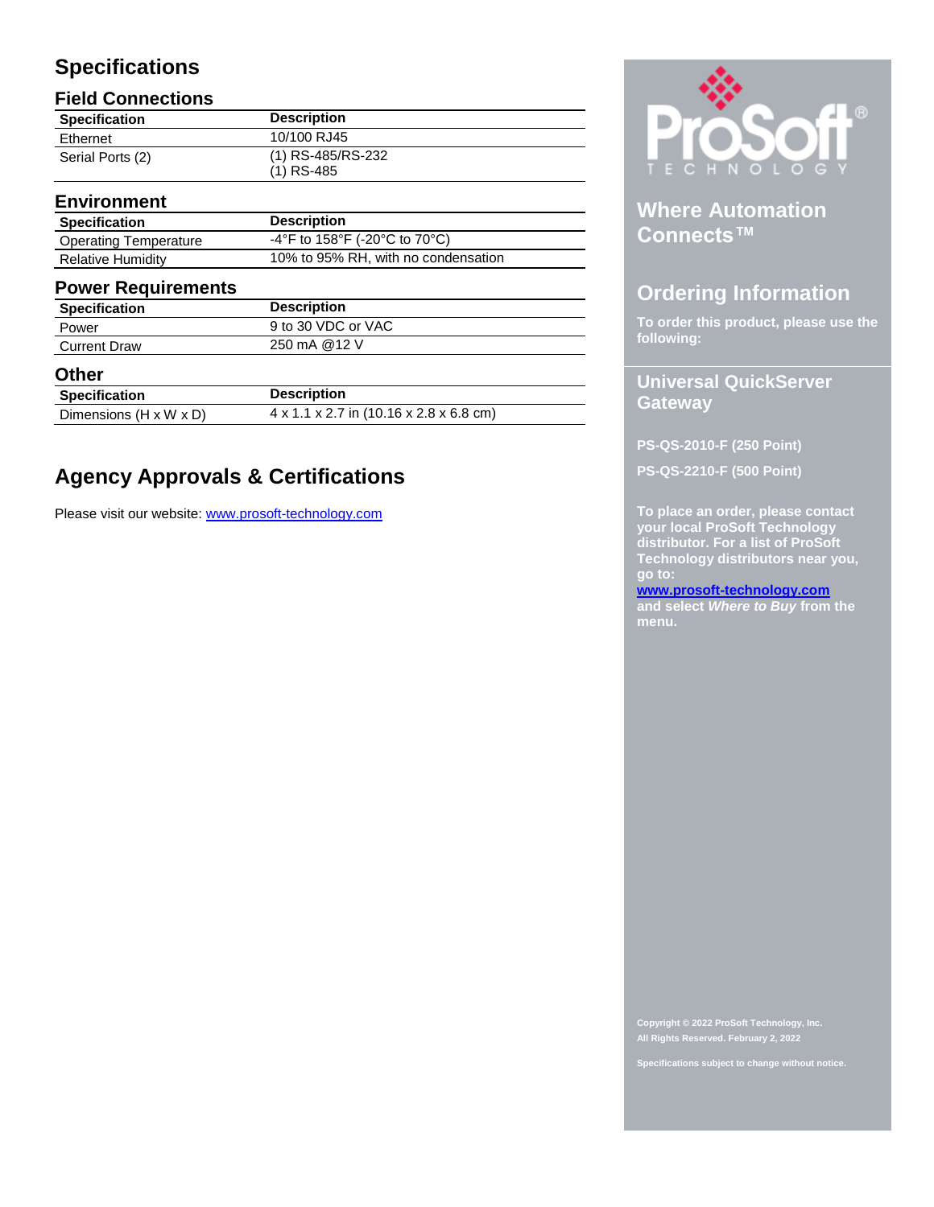# Specifications

## Field Connections

| Specification | Description |
|---|---|
| Ethernet | 10/100 RJ45 |
| Serial Ports (2) | (1) RS-485/RS-232<br>(1) RS-485 |

## Environment

| Specification | Description |
|---|---|
| Operating Temperature | -4°F to 158°F (-20°C to 70°C) |
| Relative Humidity | 10% to 95% RH, with no condensation |

## Power Requirements

| Specification | Description |
|---|---|
| Power | 9 to 30 VDC or VAC |
| Current Draw | 250 mA @12 V |

## Other

| Specification | Description |
|---|---|
| Dimensions (H x W x D) | 4 x 1.1 x 2.7 in (10.16 x 2.8 x 6.8 cm) |

# Agency Approvals & Certifications

Please visit our website: [www.prosoft-technology.com](www.prosoft-technology.com)

ProSoft® TECHNOLOGY

## Where Automation Connects™

## Ordering Information

**To order this product, please use the following:**

## Universal QuickServer Gateway

**PS-QS-2010-F (250 Point)**

**PS-QS-2210-F (500 Point)**

**To place an order, please contact your local ProSoft Technology distributor. For a list of ProSoft Technology distributors near you, go to: [www.prosoft-technology.com](www.prosoft-technology.com) and select *Where to Buy* from the menu.**

Copyright © 2022 ProSoft Technology, Inc. All Rights Reserved. February 2, 2022

Specifications subject to change without notice.